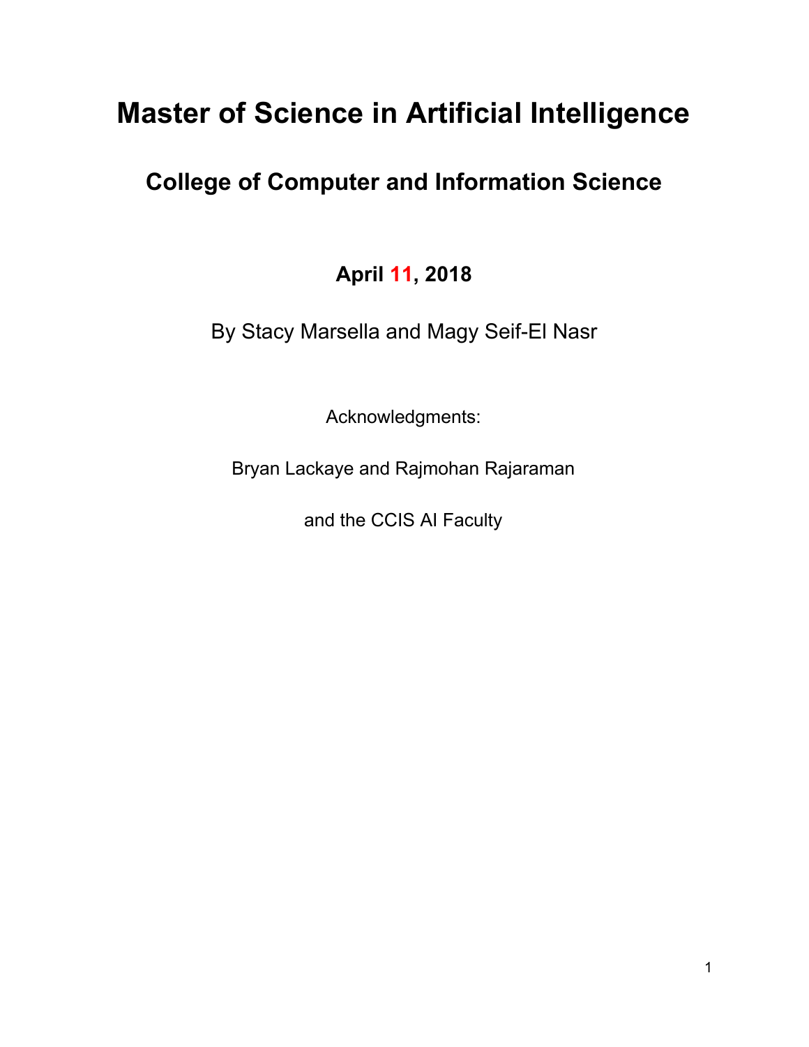# Master of Science in Artificial Intelligence

## College of Computer and Information Science

**April 11, 2018**

By Stacy Marsella and Magy Seif-El Nasr

Acknowledgments:

Bryan Lackaye and Rajmohan Rajaraman

and the CCIS AI Faculty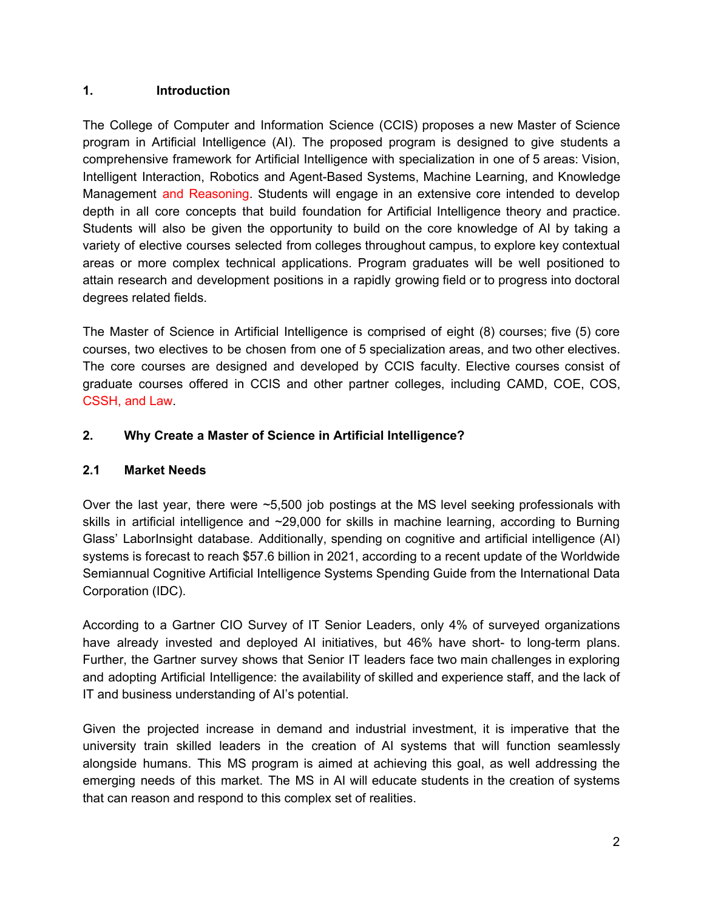## 1. Introduction

The College of Computer and Information Science (CCIS) proposes a new Master of Science program in Artificial Intelligence (AI). The proposed program is designed to give students a comprehensive framework for Artificial Intelligence with specialization in one of 5 areas: Vision, Intelligent Interaction, Robotics and Agent-Based Systems, Machine Learning, and Knowledge Management and Reasoning. Students will engage in an extensive core intended to develop depth in all core concepts that build foundation for Artificial Intelligence theory and practice. Students will also be given the opportunity to build on the core knowledge of AI by taking a variety of elective courses selected from colleges throughout campus, to explore key contextual areas or more complex technical applications. Program graduates will be well positioned to attain research and development positions in a rapidly growing field or to progress into doctoral degrees related fields.

The Master of Science in Artificial Intelligence is comprised of eight (8) courses; five (5) core courses, two electives to be chosen from one of 5 specialization areas, and two other electives. The core courses are designed and developed by CCIS faculty. Elective courses consist of graduate courses offered in CCIS and other partner colleges, including CAMD, COE, COS, CSSH, and Law.

## 2. Why Create a Master of Science in Artificial Intelligence?

### 2.1 Market Needs

Over the last year, there were ~5,500 job postings at the MS level seeking professionals with skills in artificial intelligence and ~29,000 for skills in machine learning, according to Burning Glass' LaborInsight database. Additionally, spending on cognitive and artificial intelligence (AI) systems is forecast to reach $57.6 billion in 2021, according to a recent update of the Worldwide Semiannual Cognitive Artificial Intelligence Systems Spending Guide from the International Data Corporation (IDC).

According to a Gartner CIO Survey of IT Senior Leaders, only 4% of surveyed organizations have already invested and deployed AI initiatives, but 46% have short- to long-term plans. Further, the Gartner survey shows that Senior IT leaders face two main challenges in exploring and adopting Artificial Intelligence: the availability of skilled and experience staff, and the lack of IT and business understanding of AI's potential.

Given the projected increase in demand and industrial investment, it is imperative that the university train skilled leaders in the creation of AI systems that will function seamlessly alongside humans. This MS program is aimed at achieving this goal, as well addressing the emerging needs of this market. The MS in AI will educate students in the creation of systems that can reason and respond to this complex set of realities.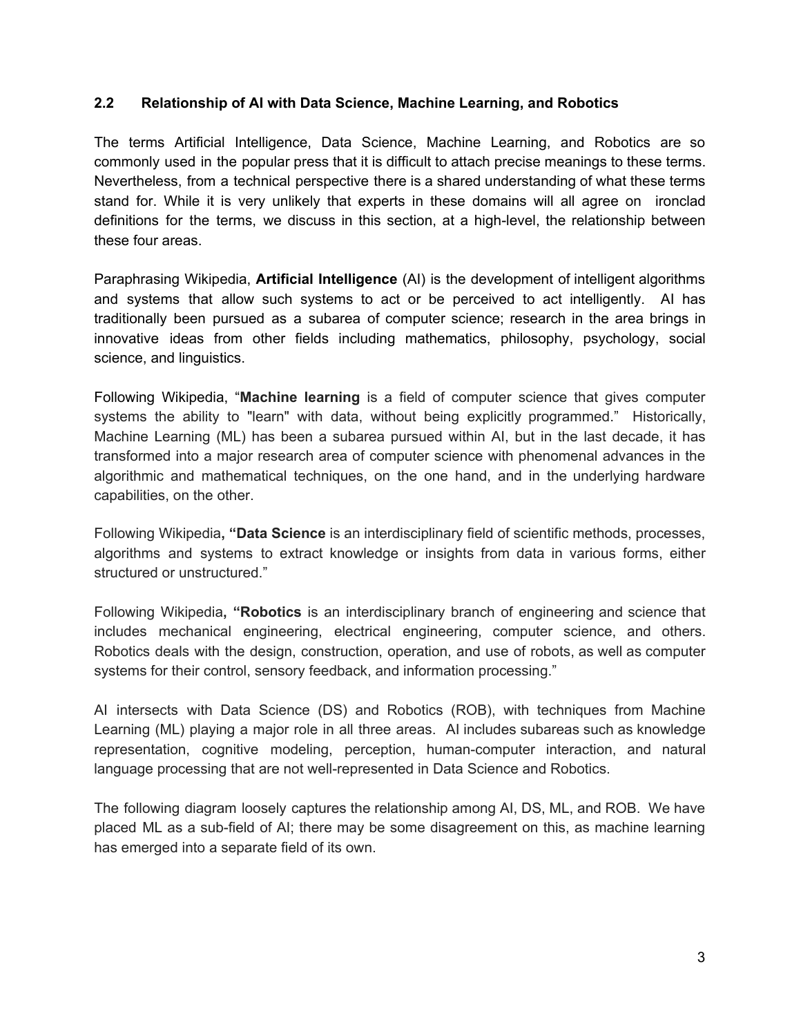## 2.2 Relationship of AI with Data Science, Machine Learning, and Robotics

The terms Artificial Intelligence, Data Science, Machine Learning, and Robotics are so commonly used in the popular press that it is difficult to attach precise meanings to these terms. Nevertheless, from a technical perspective there is a shared understanding of what these terms stand for. While it is very unlikely that experts in these domains will all agree on ironclad definitions for the terms, we discuss in this section, at a high-level, the relationship between these four areas.

Paraphrasing Wikipedia, **Artificial Intelligence** (AI) is the development of intelligent algorithms and systems that allow such systems to act or be perceived to act intelligently. AI has traditionally been pursued as a subarea of computer science; research in the area brings in innovative ideas from other fields including mathematics, philosophy, psychology, social science, and linguistics.

Following Wikipedia, "**Machine learning** is a field of computer science that gives computer systems the ability to "learn" with data, without being explicitly programmed." Historically, Machine Learning (ML) has been a subarea pursued within AI, but in the last decade, it has transformed into a major research area of computer science with phenomenal advances in the algorithmic and mathematical techniques, on the one hand, and in the underlying hardware capabilities, on the other.

Following Wikipedia**, "Data Science** is an interdisciplinary field of scientific methods, processes, algorithms and systems to extract knowledge or insights from data in various forms, either structured or unstructured."

Following Wikipedia**, "Robotics** is an interdisciplinary branch of engineering and science that includes mechanical engineering, electrical engineering, computer science, and others. Robotics deals with the design, construction, operation, and use of robots, as well as computer systems for their control, sensory feedback, and information processing."

AI intersects with Data Science (DS) and Robotics (ROB), with techniques from Machine Learning (ML) playing a major role in all three areas. AI includes subareas such as knowledge representation, cognitive modeling, perception, human-computer interaction, and natural language processing that are not well-represented in Data Science and Robotics.

The following diagram loosely captures the relationship among AI, DS, ML, and ROB. We have placed ML as a sub-field of AI; there may be some disagreement on this, as machine learning has emerged into a separate field of its own.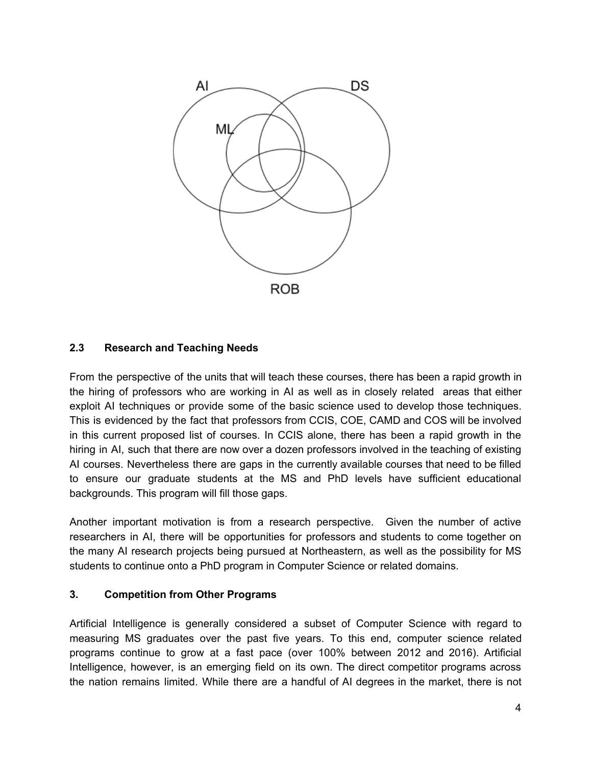AI

DS

ML

ROB

### 2.3 Research and Teaching Needs

From the perspective of the units that will teach these courses, there has been a rapid growth in the hiring of professors who are working in AI as well as in closely related areas that either exploit AI techniques or provide some of the basic science used to develop those techniques. This is evidenced by the fact that professors from CCIS, COE, CAMD and COS will be involved in this current proposed list of courses. In CCIS alone, there has been a rapid growth in the hiring in AI, such that there are now over a dozen professors involved in the teaching of existing AI courses. Nevertheless there are gaps in the currently available courses that need to be filled to ensure our graduate students at the MS and PhD levels have sufficient educational backgrounds. This program will fill those gaps.

Another important motivation is from a research perspective. Given the number of active researchers in AI, there will be opportunities for professors and students to come together on the many AI research projects being pursued at Northeastern, as well as the possibility for MS students to continue onto a PhD program in Computer Science or related domains.

## 3. Competition from Other Programs

Artificial Intelligence is generally considered a subset of Computer Science with regard to measuring MS graduates over the past five years. To this end, computer science related programs continue to grow at a fast pace (over 100% between 2012 and 2016). Artificial Intelligence, however, is an emerging field on its own. The direct competitor programs across the nation remains limited. While there are a handful of AI degrees in the market, there is not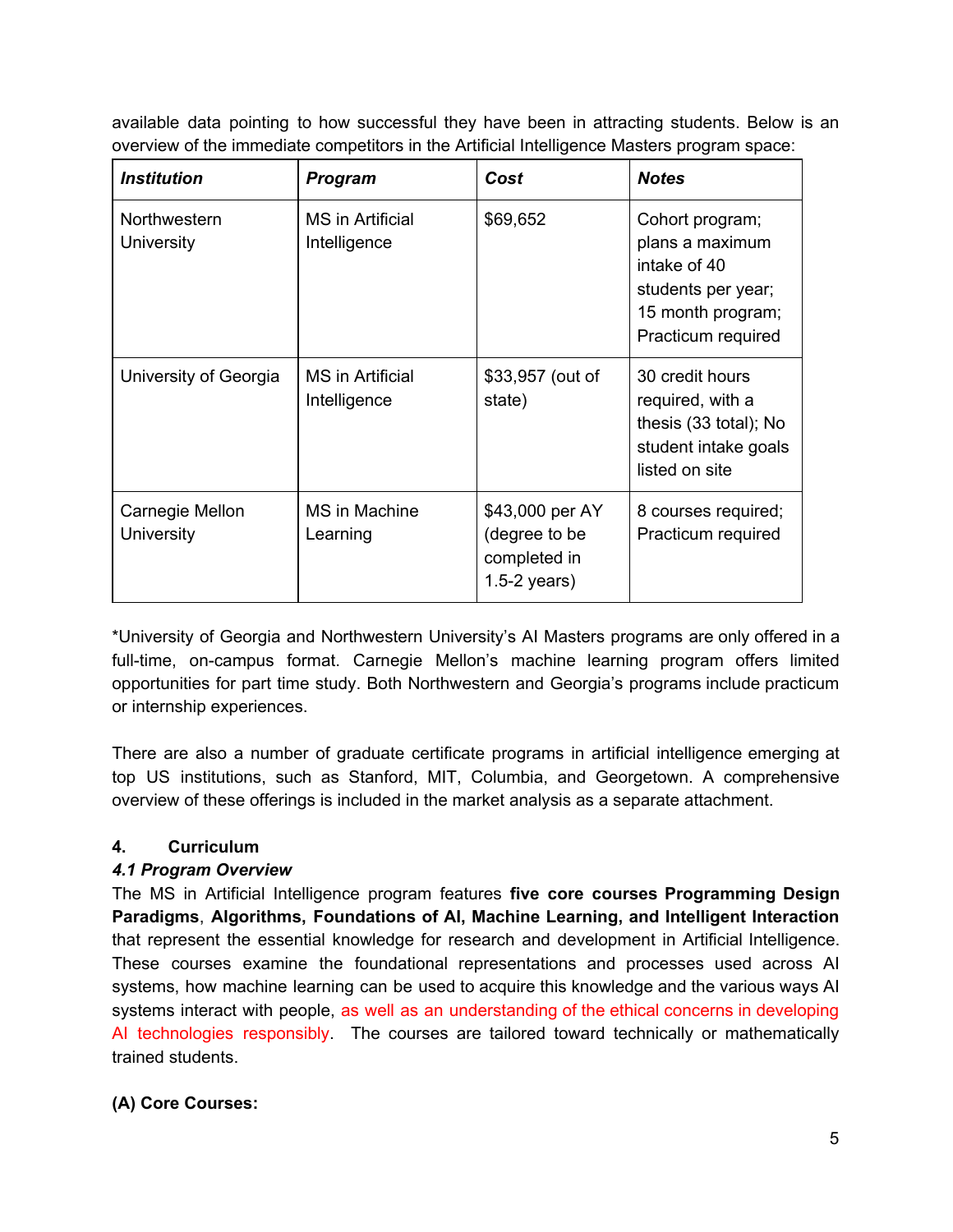available data pointing to how successful they have been in attracting students. Below is an overview of the immediate competitors in the Artificial Intelligence Masters program space:

| ***Institution*** | ***Program*** | ***Cost*** | ***Notes*** |
|---|---|---|---|
| Northwestern University | MS in Artificial Intelligence | $69,652 | Cohort program; plans a maximum intake of 40 students per year; 15 month program; Practicum required |
| University of Georgia | MS in Artificial Intelligence | $33,957 (out of state) | 30 credit hours required, with a thesis (33 total); No student intake goals listed on site |
| Carnegie Mellon University | MS in Machine Learning | $43,000 per AY (degree to be completed in 1.5-2 years) | 8 courses required; Practicum required |

*University of Georgia and Northwestern University's AI Masters programs are only offered in a full-time, on-campus format. Carnegie Mellon's machine learning program offers limited opportunities for part time study. Both Northwestern and Georgia's programs include practicum or internship experiences.

There are also a number of graduate certificate programs in artificial intelligence emerging at top US institutions, such as Stanford, MIT, Columbia, and Georgetown. A comprehensive overview of these offerings is included in the market analysis as a separate attachment.

## 4. Curriculum

### *4.1 Program Overview*

The MS in Artificial Intelligence program features **five core courses Programming Design Paradigms**, **Algorithms, Foundations of AI, Machine Learning, and Intelligent Interaction** that represent the essential knowledge for research and development in Artificial Intelligence. These courses examine the foundational representations and processes used across AI systems, how machine learning can be used to acquire this knowledge and the various ways AI systems interact with people, as well as an understanding of the ethical concerns in developing AI technologies responsibly. The courses are tailored toward technically or mathematically trained students.

**(A) Core Courses:**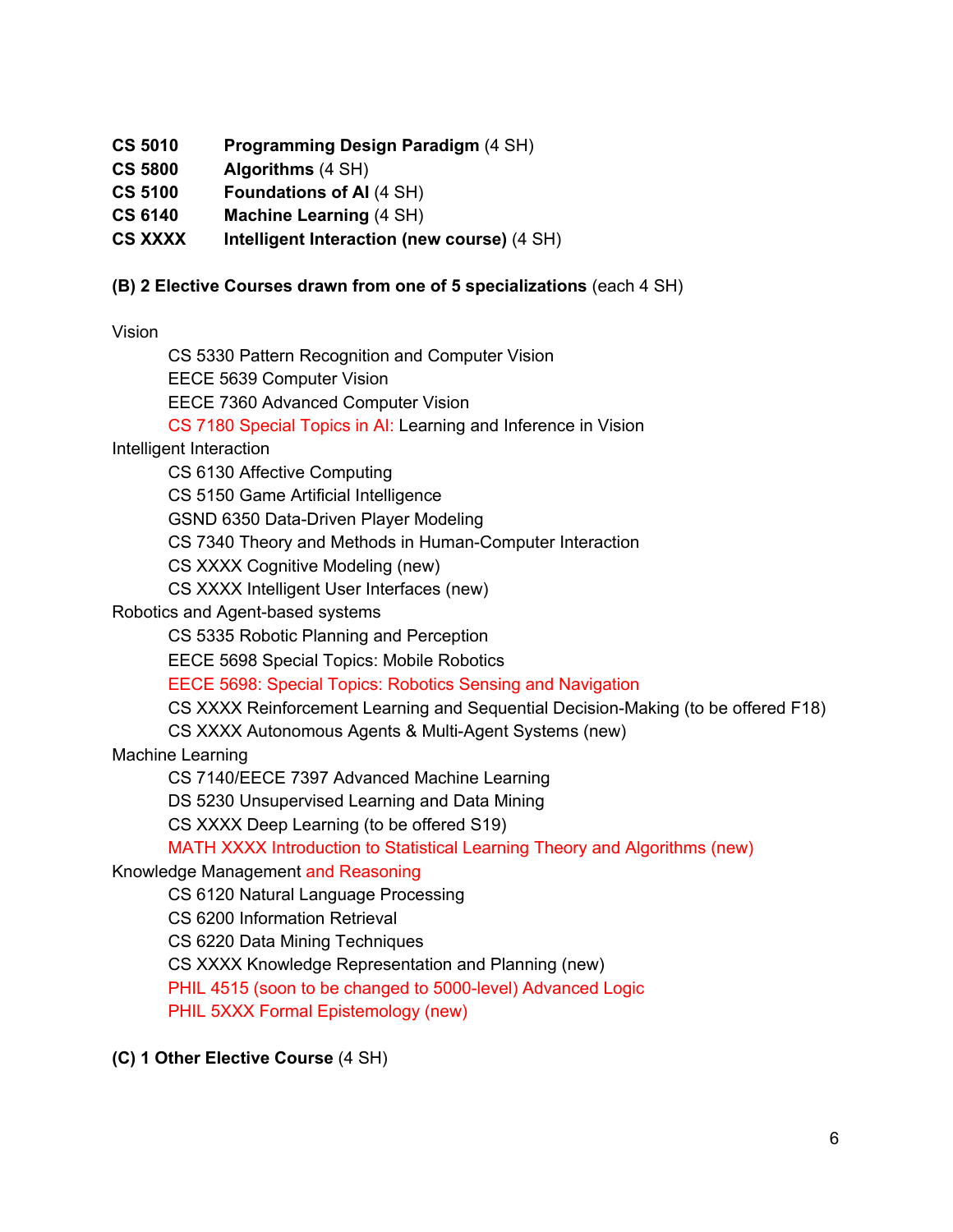**CS 5010** **Programming Design Paradigm** (4 SH)
**CS 5800** **Algorithms** (4 SH)
**CS 5100** **Foundations of AI** (4 SH)
**CS 6140** **Machine Learning** (4 SH)
**CS XXXX** **Intelligent Interaction (new course)** (4 SH)

**(B) 2 Elective Courses drawn from one of 5 specializations** (each 4 SH)

Vision

- CS 5330 Pattern Recognition and Computer Vision
- EECE 5639 Computer Vision
- EECE 7360 Advanced Computer Vision
- CS 7180 Special Topics in AI: Learning and Inference in Vision

Intelligent Interaction

- CS 6130 Affective Computing
- CS 5150 Game Artificial Intelligence
- GSND 6350 Data-Driven Player Modeling
- CS 7340 Theory and Methods in Human-Computer Interaction
- CS XXXX Cognitive Modeling (new)
- CS XXXX Intelligent User Interfaces (new)

Robotics and Agent-based systems

- CS 5335 Robotic Planning and Perception
- EECE 5698 Special Topics: Mobile Robotics
- EECE 5698: Special Topics: Robotics Sensing and Navigation
- CS XXXX Reinforcement Learning and Sequential Decision-Making (to be offered F18)
- CS XXXX Autonomous Agents & Multi-Agent Systems (new)

Machine Learning

- CS 7140/EECE 7397 Advanced Machine Learning
- DS 5230 Unsupervised Learning and Data Mining
- CS XXXX Deep Learning (to be offered S19)
- MATH XXXX Introduction to Statistical Learning Theory and Algorithms (new)

Knowledge Management and Reasoning

- CS 6120 Natural Language Processing
- CS 6200 Information Retrieval
- CS 6220 Data Mining Techniques
- CS XXXX Knowledge Representation and Planning (new)
- PHIL 4515 (soon to be changed to 5000-level) Advanced Logic
- PHIL 5XXX Formal Epistemology (new)

**(C) 1 Other Elective Course** (4 SH)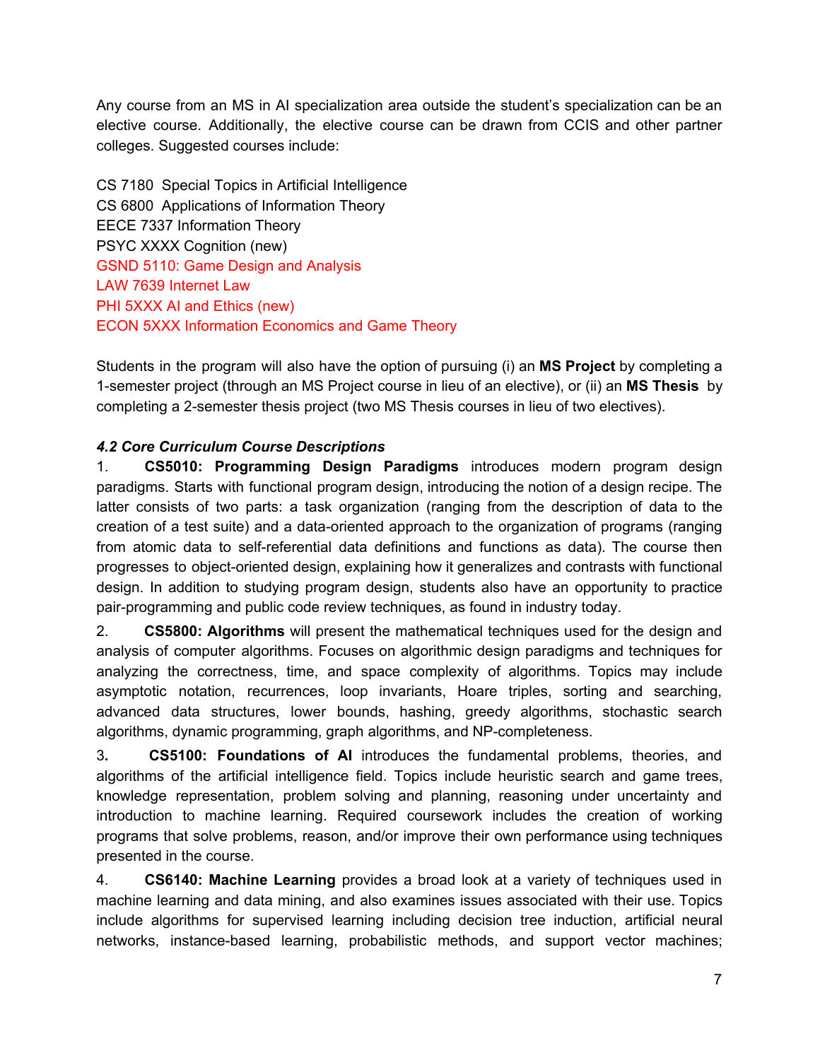Any course from an MS in AI specialization area outside the student's specialization can be an elective course. Additionally, the elective course can be drawn from CCIS and other partner colleges. Suggested courses include:

CS 7180 Special Topics in Artificial Intelligence
CS 6800 Applications of Information Theory
EECE 7337 Information Theory
PSYC XXXX Cognition (new)
GSND 5110: Game Design and Analysis
LAW 7639 Internet Law
PHI 5XXX AI and Ethics (new)
ECON 5XXX Information Economics and Game Theory

Students in the program will also have the option of pursuing (i) an **MS Project** by completing a 1-semester project (through an MS Project course in lieu of an elective), or (ii) an **MS Thesis** by completing a 2-semester thesis project (two MS Thesis courses in lieu of two electives).

### *4.2 Core Curriculum Course Descriptions*

1. **CS5010: Programming Design Paradigms** introduces modern program design paradigms. Starts with functional program design, introducing the notion of a design recipe. The latter consists of two parts: a task organization (ranging from the description of data to the creation of a test suite) and a data-oriented approach to the organization of programs (ranging from atomic data to self-referential data definitions and functions as data). The course then progresses to object-oriented design, explaining how it generalizes and contrasts with functional design. In addition to studying program design, students also have an opportunity to practice pair-programming and public code review techniques, as found in industry today.

2. **CS5800: Algorithms** will present the mathematical techniques used for the design and analysis of computer algorithms. Focuses on algorithmic design paradigms and techniques for analyzing the correctness, time, and space complexity of algorithms. Topics may include asymptotic notation, recurrences, loop invariants, Hoare triples, sorting and searching, advanced data structures, lower bounds, hashing, greedy algorithms, stochastic search algorithms, dynamic programming, graph algorithms, and NP-completeness.

3. **CS5100: Foundations of AI** introduces the fundamental problems, theories, and algorithms of the artificial intelligence field. Topics include heuristic search and game trees, knowledge representation, problem solving and planning, reasoning under uncertainty and introduction to machine learning. Required coursework includes the creation of working programs that solve problems, reason, and/or improve their own performance using techniques presented in the course.

4. **CS6140: Machine Learning** provides a broad look at a variety of techniques used in machine learning and data mining, and also examines issues associated with their use. Topics include algorithms for supervised learning including decision tree induction, artificial neural networks, instance-based learning, probabilistic methods, and support vector machines;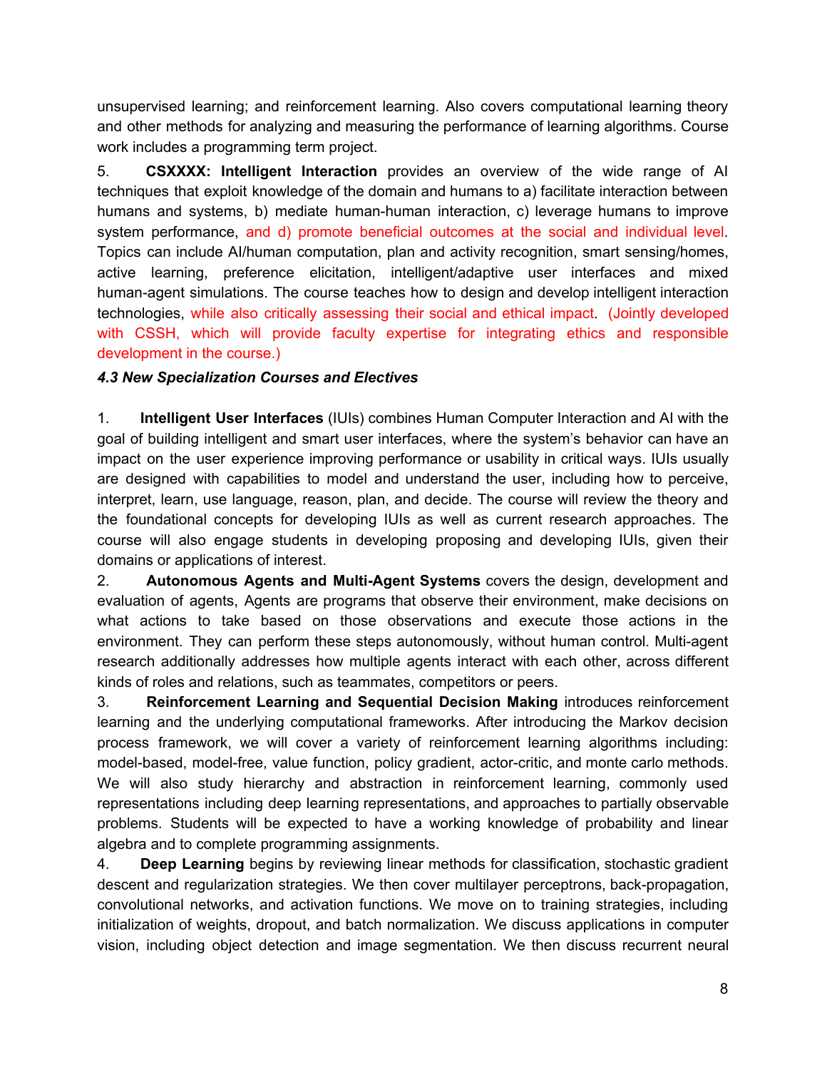unsupervised learning; and reinforcement learning. Also covers computational learning theory and other methods for analyzing and measuring the performance of learning algorithms. Course work includes a programming term project.

5. **CSXXXX: Intelligent Interaction** provides an overview of the wide range of AI techniques that exploit knowledge of the domain and humans to a) facilitate interaction between humans and systems, b) mediate human-human interaction, c) leverage humans to improve system performance, and d) promote beneficial outcomes at the social and individual level. Topics can include AI/human computation, plan and activity recognition, smart sensing/homes, active learning, preference elicitation, intelligent/adaptive user interfaces and mixed human-agent simulations. The course teaches how to design and develop intelligent interaction technologies, while also critically assessing their social and ethical impact. (Jointly developed with CSSH, which will provide faculty expertise for integrating ethics and responsible development in the course.)

### *4.3 New Specialization Courses and Electives*

1. **Intelligent User Interfaces** (IUIs) combines Human Computer Interaction and AI with the goal of building intelligent and smart user interfaces, where the system's behavior can have an impact on the user experience improving performance or usability in critical ways. IUIs usually are designed with capabilities to model and understand the user, including how to perceive, interpret, learn, use language, reason, plan, and decide. The course will review the theory and the foundational concepts for developing IUIs as well as current research approaches. The course will also engage students in developing proposing and developing IUIs, given their domains or applications of interest.
2. **Autonomous Agents and Multi-Agent Systems** covers the design, development and evaluation of agents, Agents are programs that observe their environment, make decisions on what actions to take based on those observations and execute those actions in the environment. They can perform these steps autonomously, without human control. Multi-agent research additionally addresses how multiple agents interact with each other, across different kinds of roles and relations, such as teammates, competitors or peers.
3. **Reinforcement Learning and Sequential Decision Making** introduces reinforcement learning and the underlying computational frameworks. After introducing the Markov decision process framework, we will cover a variety of reinforcement learning algorithms including: model-based, model-free, value function, policy gradient, actor-critic, and monte carlo methods. We will also study hierarchy and abstraction in reinforcement learning, commonly used representations including deep learning representations, and approaches to partially observable problems. Students will be expected to have a working knowledge of probability and linear algebra and to complete programming assignments.
4. **Deep Learning** begins by reviewing linear methods for classification, stochastic gradient descent and regularization strategies. We then cover multilayer perceptrons, back-propagation, convolutional networks, and activation functions. We move on to training strategies, including initialization of weights, dropout, and batch normalization. We discuss applications in computer vision, including object detection and image segmentation. We then discuss recurrent neural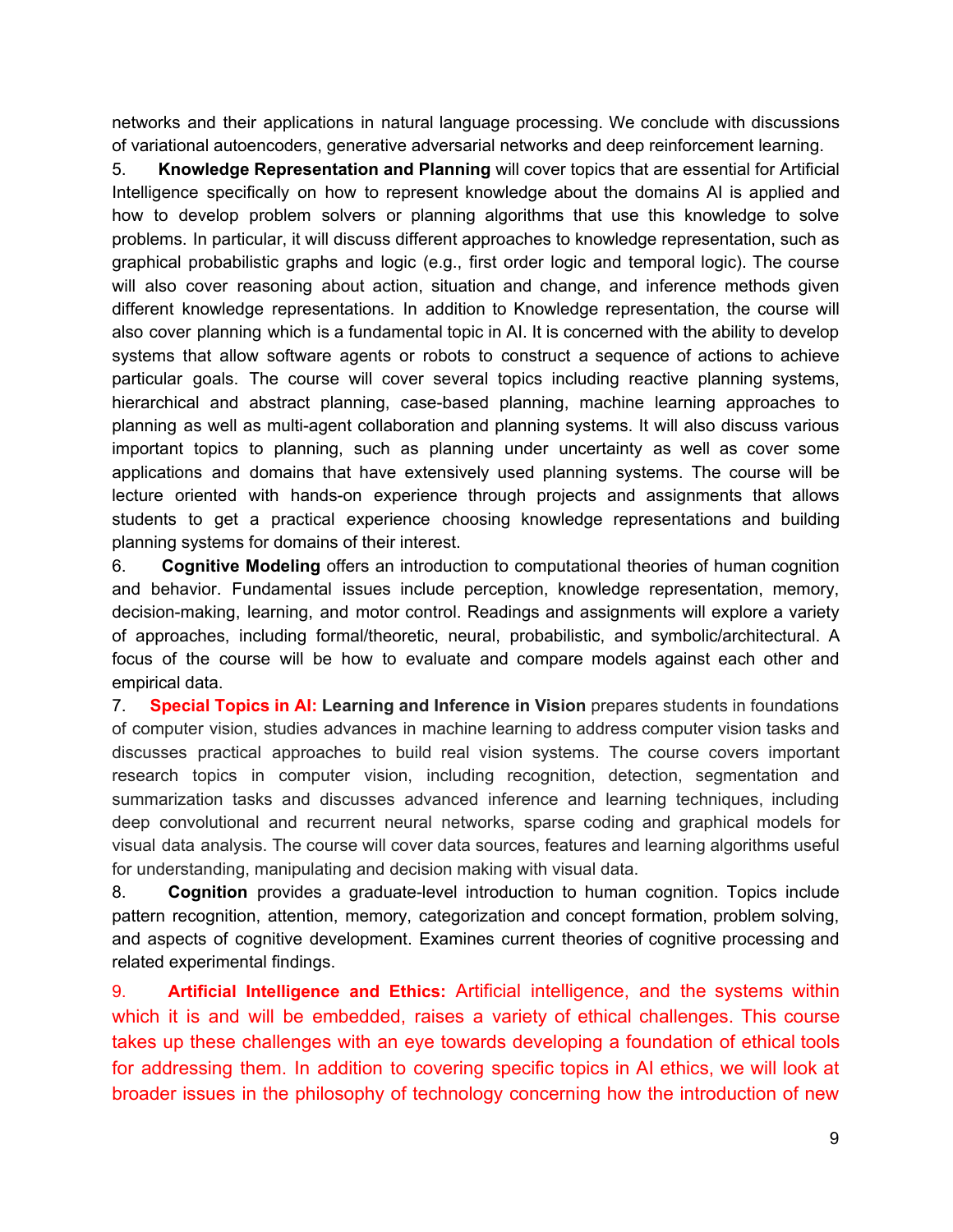networks and their applications in natural language processing. We conclude with discussions of variational autoencoders, generative adversarial networks and deep reinforcement learning.

5. **Knowledge Representation and Planning** will cover topics that are essential for Artificial Intelligence specifically on how to represent knowledge about the domains AI is applied and how to develop problem solvers or planning algorithms that use this knowledge to solve problems. In particular, it will discuss different approaches to knowledge representation, such as graphical probabilistic graphs and logic (e.g., first order logic and temporal logic). The course will also cover reasoning about action, situation and change, and inference methods given different knowledge representations. In addition to Knowledge representation, the course will also cover planning which is a fundamental topic in AI. It is concerned with the ability to develop systems that allow software agents or robots to construct a sequence of actions to achieve particular goals. The course will cover several topics including reactive planning systems, hierarchical and abstract planning, case-based planning, machine learning approaches to planning as well as multi-agent collaboration and planning systems. It will also discuss various important topics to planning, such as planning under uncertainty as well as cover some applications and domains that have extensively used planning systems. The course will be lecture oriented with hands-on experience through projects and assignments that allows students to get a practical experience choosing knowledge representations and building planning systems for domains of their interest.

6. **Cognitive Modeling** offers an introduction to computational theories of human cognition and behavior. Fundamental issues include perception, knowledge representation, memory, decision-making, learning, and motor control. Readings and assignments will explore a variety of approaches, including formal/theoretic, neural, probabilistic, and symbolic/architectural. A focus of the course will be how to evaluate and compare models against each other and empirical data.

7. **Special Topics in AI: Learning and Inference in Vision** prepares students in foundations of computer vision, studies advances in machine learning to address computer vision tasks and discusses practical approaches to build real vision systems. The course covers important research topics in computer vision, including recognition, detection, segmentation and summarization tasks and discusses advanced inference and learning techniques, including deep convolutional and recurrent neural networks, sparse coding and graphical models for visual data analysis. The course will cover data sources, features and learning algorithms useful for understanding, manipulating and decision making with visual data.

8. **Cognition** provides a graduate-level introduction to human cognition. Topics include pattern recognition, attention, memory, categorization and concept formation, problem solving, and aspects of cognitive development. Examines current theories of cognitive processing and related experimental findings.

9. **Artificial Intelligence and Ethics:** Artificial intelligence, and the systems within which it is and will be embedded, raises a variety of ethical challenges. This course takes up these challenges with an eye towards developing a foundation of ethical tools for addressing them. In addition to covering specific topics in AI ethics, we will look at broader issues in the philosophy of technology concerning how the introduction of new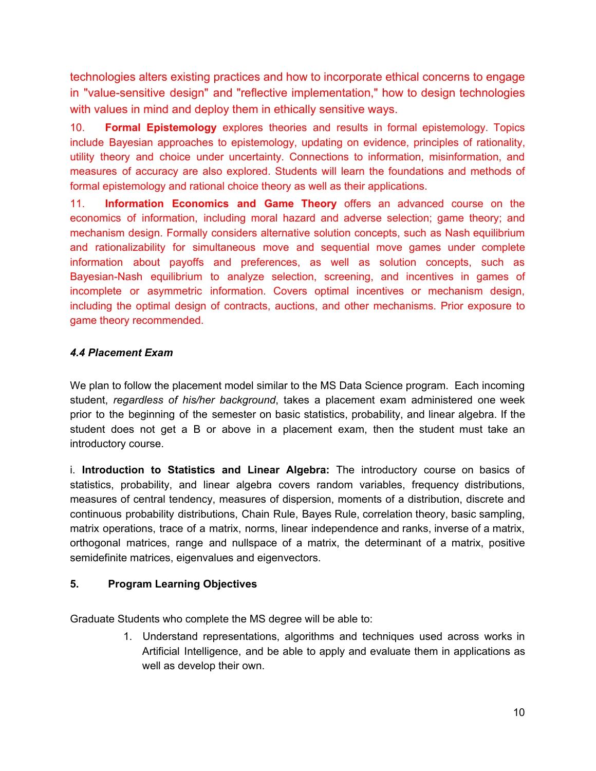technologies alters existing practices and how to incorporate ethical concerns to engage in "value-sensitive design" and "reflective implementation," how to design technologies with values in mind and deploy them in ethically sensitive ways.

10. **Formal Epistemology** explores theories and results in formal epistemology. Topics include Bayesian approaches to epistemology, updating on evidence, principles of rationality, utility theory and choice under uncertainty. Connections to information, misinformation, and measures of accuracy are also explored. Students will learn the foundations and methods of formal epistemology and rational choice theory as well as their applications.

11. **Information Economics and Game Theory** offers an advanced course on the economics of information, including moral hazard and adverse selection; game theory; and mechanism design. Formally considers alternative solution concepts, such as Nash equilibrium and rationalizability for simultaneous move and sequential move games under complete information about payoffs and preferences, as well as solution concepts, such as Bayesian-Nash equilibrium to analyze selection, screening, and incentives in games of incomplete or asymmetric information. Covers optimal incentives or mechanism design, including the optimal design of contracts, auctions, and other mechanisms. Prior exposure to game theory recommended.

### *4.4 Placement Exam*

We plan to follow the placement model similar to the MS Data Science program. Each incoming student, *regardless of his/her background*, takes a placement exam administered one week prior to the beginning of the semester on basic statistics, probability, and linear algebra. If the student does not get a B or above in a placement exam, then the student must take an introductory course.

i. **Introduction to Statistics and Linear Algebra:** The introductory course on basics of statistics, probability, and linear algebra covers random variables, frequency distributions, measures of central tendency, measures of dispersion, moments of a distribution, discrete and continuous probability distributions, Chain Rule, Bayes Rule, correlation theory, basic sampling, matrix operations, trace of a matrix, norms, linear independence and ranks, inverse of a matrix, orthogonal matrices, range and nullspace of a matrix, the determinant of a matrix, positive semidefinite matrices, eigenvalues and eigenvectors.

## 5. Program Learning Objectives

Graduate Students who complete the MS degree will be able to:

1. Understand representations, algorithms and techniques used across works in Artificial Intelligence, and be able to apply and evaluate them in applications as well as develop their own.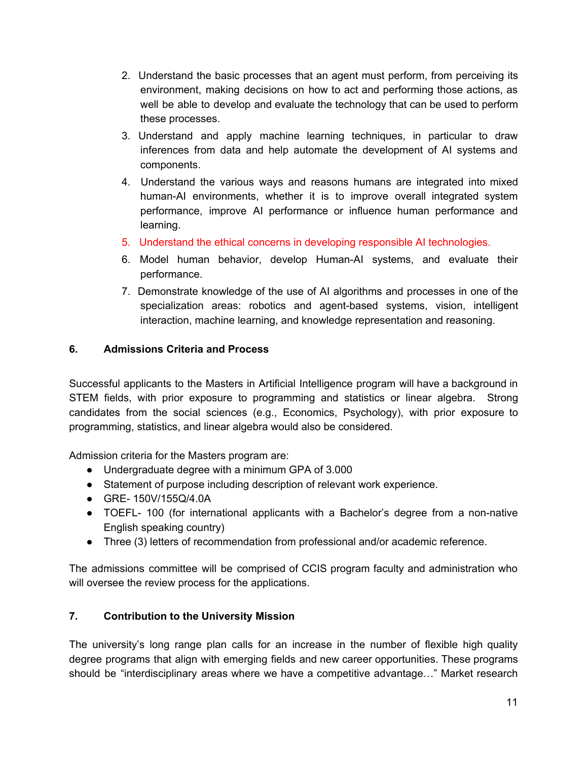2. Understand the basic processes that an agent must perform, from perceiving its environment, making decisions on how to act and performing those actions, as well be able to develop and evaluate the technology that can be used to perform these processes.
3. Understand and apply machine learning techniques, in particular to draw inferences from data and help automate the development of AI systems and components.
4. Understand the various ways and reasons humans are integrated into mixed human-AI environments, whether it is to improve overall integrated system performance, improve AI performance or influence human performance and learning.
5. Understand the ethical concerns in developing responsible AI technologies.
6. Model human behavior, develop Human-AI systems, and evaluate their performance.
7. Demonstrate knowledge of the use of AI algorithms and processes in one of the specialization areas: robotics and agent-based systems, vision, intelligent interaction, machine learning, and knowledge representation and reasoning.

## 6. Admissions Criteria and Process

Successful applicants to the Masters in Artificial Intelligence program will have a background in STEM fields, with prior exposure to programming and statistics or linear algebra. Strong candidates from the social sciences (e.g., Economics, Psychology), with prior exposure to programming, statistics, and linear algebra would also be considered.

Admission criteria for the Masters program are:

- Undergraduate degree with a minimum GPA of 3.000
- Statement of purpose including description of relevant work experience.
- GRE- 150V/155Q/4.0A
- TOEFL- 100 (for international applicants with a Bachelor's degree from a non-native English speaking country)
- Three (3) letters of recommendation from professional and/or academic reference.

The admissions committee will be comprised of CCIS program faculty and administration who will oversee the review process for the applications.

## 7. Contribution to the University Mission

The university's long range plan calls for an increase in the number of flexible high quality degree programs that align with emerging fields and new career opportunities. These programs should be "interdisciplinary areas where we have a competitive advantage…" Market research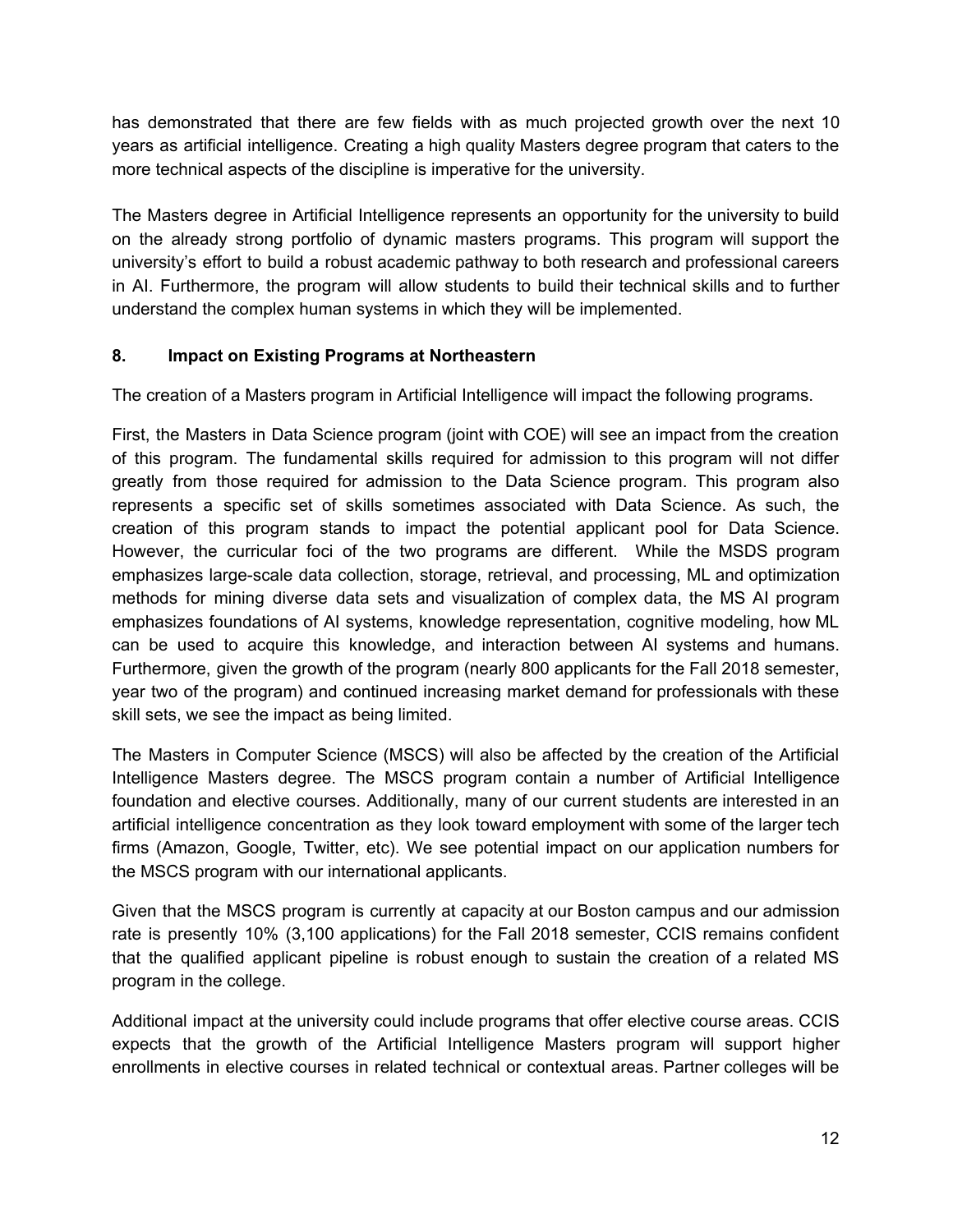has demonstrated that there are few fields with as much projected growth over the next 10 years as artificial intelligence. Creating a high quality Masters degree program that caters to the more technical aspects of the discipline is imperative for the university.

The Masters degree in Artificial Intelligence represents an opportunity for the university to build on the already strong portfolio of dynamic masters programs. This program will support the university's effort to build a robust academic pathway to both research and professional careers in AI. Furthermore, the program will allow students to build their technical skills and to further understand the complex human systems in which they will be implemented.

### 8. Impact on Existing Programs at Northeastern

The creation of a Masters program in Artificial Intelligence will impact the following programs.

First, the Masters in Data Science program (joint with COE) will see an impact from the creation of this program. The fundamental skills required for admission to this program will not differ greatly from those required for admission to the Data Science program. This program also represents a specific set of skills sometimes associated with Data Science. As such, the creation of this program stands to impact the potential applicant pool for Data Science. However, the curricular foci of the two programs are different. While the MSDS program emphasizes large-scale data collection, storage, retrieval, and processing, ML and optimization methods for mining diverse data sets and visualization of complex data, the MS AI program emphasizes foundations of AI systems, knowledge representation, cognitive modeling, how ML can be used to acquire this knowledge, and interaction between AI systems and humans. Furthermore, given the growth of the program (nearly 800 applicants for the Fall 2018 semester, year two of the program) and continued increasing market demand for professionals with these skill sets, we see the impact as being limited.

The Masters in Computer Science (MSCS) will also be affected by the creation of the Artificial Intelligence Masters degree. The MSCS program contain a number of Artificial Intelligence foundation and elective courses. Additionally, many of our current students are interested in an artificial intelligence concentration as they look toward employment with some of the larger tech firms (Amazon, Google, Twitter, etc). We see potential impact on our application numbers for the MSCS program with our international applicants.

Given that the MSCS program is currently at capacity at our Boston campus and our admission rate is presently 10% (3,100 applications) for the Fall 2018 semester, CCIS remains confident that the qualified applicant pipeline is robust enough to sustain the creation of a related MS program in the college.

Additional impact at the university could include programs that offer elective course areas. CCIS expects that the growth of the Artificial Intelligence Masters program will support higher enrollments in elective courses in related technical or contextual areas. Partner colleges will be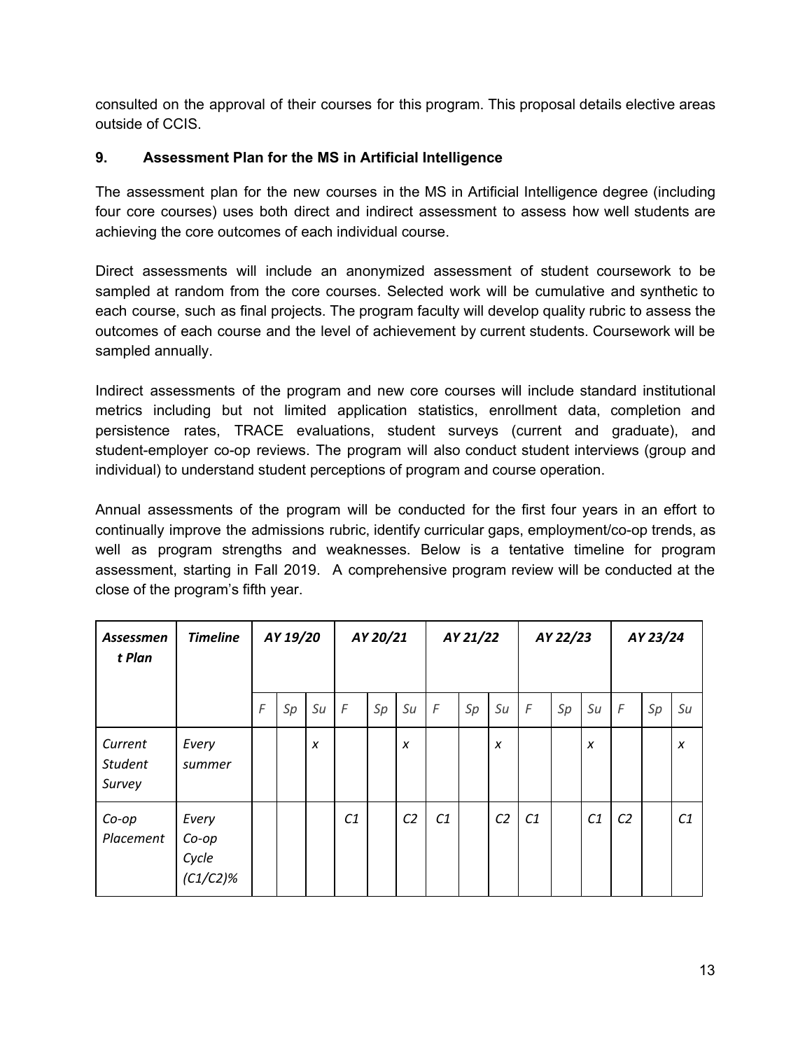consulted on the approval of their courses for this program. This proposal details elective areas outside of CCIS.

## 9. Assessment Plan for the MS in Artificial Intelligence

The assessment plan for the new courses in the MS in Artificial Intelligence degree (including four core courses) uses both direct and indirect assessment to assess how well students are achieving the core outcomes of each individual course.

Direct assessments will include an anonymized assessment of student coursework to be sampled at random from the core courses. Selected work will be cumulative and synthetic to each course, such as final projects. The program faculty will develop quality rubric to assess the outcomes of each course and the level of achievement by current students. Coursework will be sampled annually.

Indirect assessments of the program and new core courses will include standard institutional metrics including but not limited application statistics, enrollment data, completion and persistence rates, TRACE evaluations, student surveys (current and graduate), and student-employer co-op reviews. The program will also conduct student interviews (group and individual) to understand student perceptions of program and course operation.

Annual assessments of the program will be conducted for the first four years in an effort to continually improve the admissions rubric, identify curricular gaps, employment/co-op trends, as well as program strengths and weaknesses. Below is a tentative timeline for program assessment, starting in Fall 2019. A comprehensive program review will be conducted at the close of the program's fifth year.

| *Assessment Plan* | *Timeline* | *AY 19/20* | | | *AY 20/21* | | | *AY 21/22* | | | *AY 22/23* | | | *AY 23/24* | | |
|---|---|---|---|---|---|---|---|---|---|---|---|---|---|---|---|---|
| | | *F* | *Sp* | *Su* | *F* | *Sp* | *Su* | *F* | *Sp* | *Su* | *F* | *Sp* | *Su* | *F* | *Sp* | *Su* |
| *Current Student Survey* | *Every summer* | | | *x* | | | *x* | | | *x* | | | *x* | | | *x* |
| *Co-op Placement* | *Every Co-op Cycle (C1/C2)%* | | | | *C1* | | *C2* | *C1* | | *C2* | *C1* | | *C1* | *C2* | | *C1* |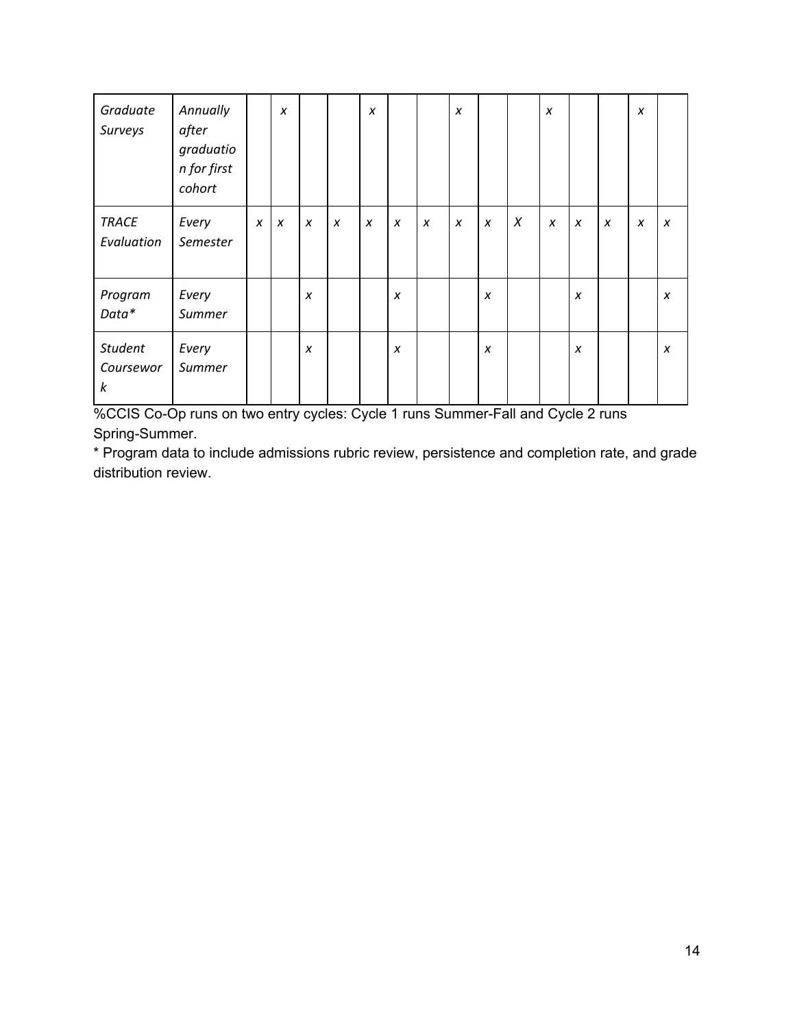| | | | | | | | | | | | | | | | | |
|---|---|---|---|---|---|---|---|---|---|---|---|---|---|---|---|---|
| *Graduate Surveys* | *Annually after graduation for first cohort* | | *x* | | | *x* | | | *x* | | | *x* | | | *x* | |
| *TRACE Evaluation* | *Every Semester* | *x* | *x* | *x* | *x* | *x* | *x* | *x* | *x* | *x* | *X* | *x* | *x* | *x* | *x* | *x* |
| *Program Data\** | *Every Summer* | | | *x* | | | *x* | | | *x* | | | *x* | | | *x* |
| *Student Coursework* | *Every Summer* | | | *x* | | | *x* | | | *x* | | | *x* | | | *x* |

%CCIS Co-Op runs on two entry cycles: Cycle 1 runs Summer-Fall and Cycle 2 runs Spring-Summer.

* Program data to include admissions rubric review, persistence and completion rate, and grade distribution review.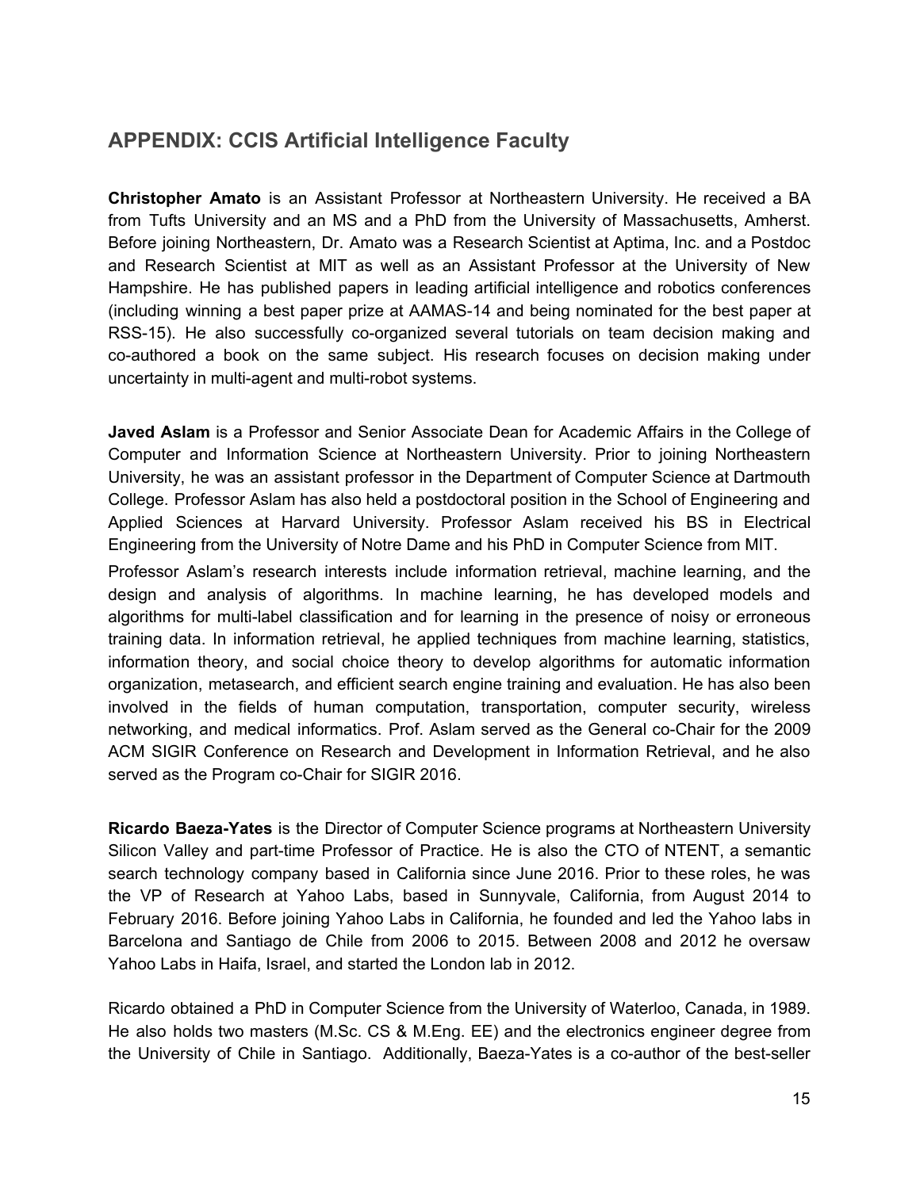## APPENDIX: CCIS Artificial Intelligence Faculty

**Christopher Amato** is an Assistant Professor at Northeastern University. He received a BA from Tufts University and an MS and a PhD from the University of Massachusetts, Amherst. Before joining Northeastern, Dr. Amato was a Research Scientist at Aptima, Inc. and a Postdoc and Research Scientist at MIT as well as an Assistant Professor at the University of New Hampshire. He has published papers in leading artificial intelligence and robotics conferences (including winning a best paper prize at AAMAS-14 and being nominated for the best paper at RSS-15). He also successfully co-organized several tutorials on team decision making and co-authored a book on the same subject. His research focuses on decision making under uncertainty in multi-agent and multi-robot systems.

**Javed Aslam** is a Professor and Senior Associate Dean for Academic Affairs in the College of Computer and Information Science at Northeastern University. Prior to joining Northeastern University, he was an assistant professor in the Department of Computer Science at Dartmouth College. Professor Aslam has also held a postdoctoral position in the School of Engineering and Applied Sciences at Harvard University. Professor Aslam received his BS in Electrical Engineering from the University of Notre Dame and his PhD in Computer Science from MIT.

Professor Aslam's research interests include information retrieval, machine learning, and the design and analysis of algorithms. In machine learning, he has developed models and algorithms for multi-label classification and for learning in the presence of noisy or erroneous training data. In information retrieval, he applied techniques from machine learning, statistics, information theory, and social choice theory to develop algorithms for automatic information organization, metasearch, and efficient search engine training and evaluation. He has also been involved in the fields of human computation, transportation, computer security, wireless networking, and medical informatics. Prof. Aslam served as the General co-Chair for the 2009 ACM SIGIR Conference on Research and Development in Information Retrieval, and he also served as the Program co-Chair for SIGIR 2016.

**Ricardo Baeza-Yates** is the Director of Computer Science programs at Northeastern University Silicon Valley and part-time Professor of Practice. He is also the CTO of NTENT, a semantic search technology company based in California since June 2016. Prior to these roles, he was the VP of Research at Yahoo Labs, based in Sunnyvale, California, from August 2014 to February 2016. Before joining Yahoo Labs in California, he founded and led the Yahoo labs in Barcelona and Santiago de Chile from 2006 to 2015. Between 2008 and 2012 he oversaw Yahoo Labs in Haifa, Israel, and started the London lab in 2012.

Ricardo obtained a PhD in Computer Science from the University of Waterloo, Canada, in 1989. He also holds two masters (M.Sc. CS & M.Eng. EE) and the electronics engineer degree from the University of Chile in Santiago. Additionally, Baeza-Yates is a co-author of the best-seller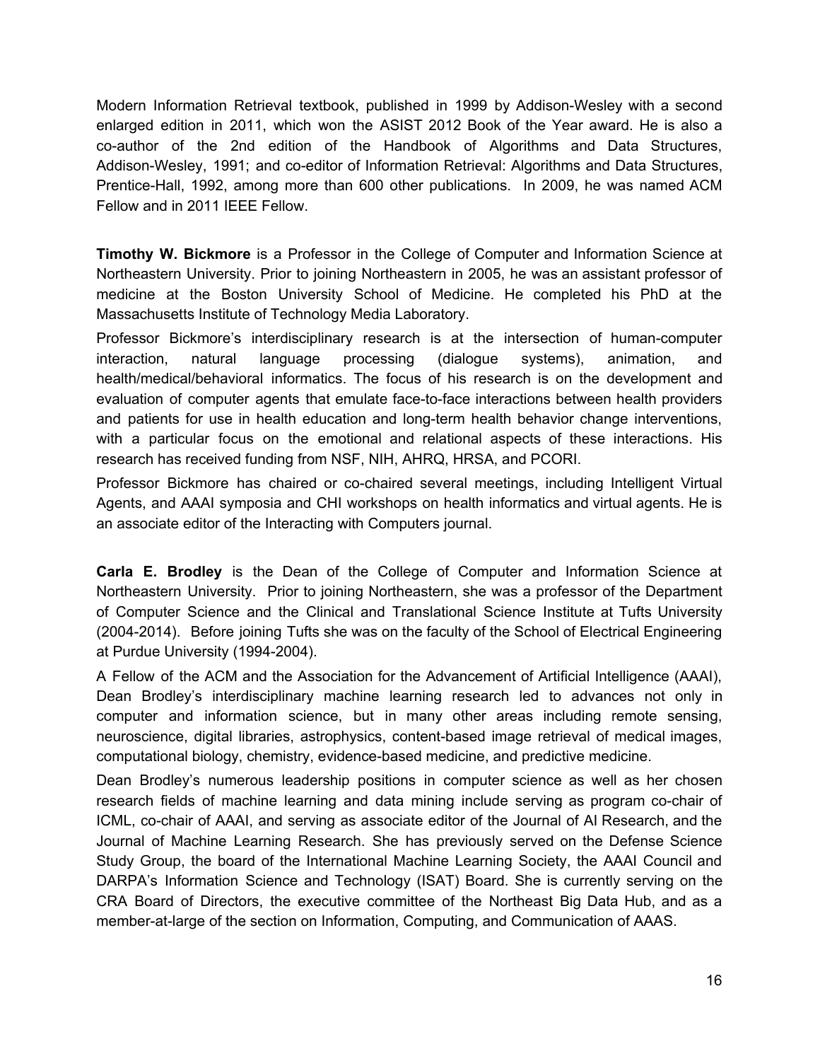Modern Information Retrieval textbook, published in 1999 by Addison-Wesley with a second enlarged edition in 2011, which won the ASIST 2012 Book of the Year award. He is also a co-author of the 2nd edition of the Handbook of Algorithms and Data Structures, Addison-Wesley, 1991; and co-editor of Information Retrieval: Algorithms and Data Structures, Prentice-Hall, 1992, among more than 600 other publications. In 2009, he was named ACM Fellow and in 2011 IEEE Fellow.

**Timothy W. Bickmore** is a Professor in the College of Computer and Information Science at Northeastern University. Prior to joining Northeastern in 2005, he was an assistant professor of medicine at the Boston University School of Medicine. He completed his PhD at the Massachusetts Institute of Technology Media Laboratory.

Professor Bickmore's interdisciplinary research is at the intersection of human-computer interaction, natural language processing (dialogue systems), animation, and health/medical/behavioral informatics. The focus of his research is on the development and evaluation of computer agents that emulate face-to-face interactions between health providers and patients for use in health education and long-term health behavior change interventions, with a particular focus on the emotional and relational aspects of these interactions. His research has received funding from NSF, NIH, AHRQ, HRSA, and PCORI.

Professor Bickmore has chaired or co-chaired several meetings, including Intelligent Virtual Agents, and AAAI symposia and CHI workshops on health informatics and virtual agents. He is an associate editor of the Interacting with Computers journal.

**Carla E. Brodley** is the Dean of the College of Computer and Information Science at Northeastern University. Prior to joining Northeastern, she was a professor of the Department of Computer Science and the Clinical and Translational Science Institute at Tufts University (2004-2014). Before joining Tufts she was on the faculty of the School of Electrical Engineering at Purdue University (1994-2004).

A Fellow of the ACM and the Association for the Advancement of Artificial Intelligence (AAAI), Dean Brodley's interdisciplinary machine learning research led to advances not only in computer and information science, but in many other areas including remote sensing, neuroscience, digital libraries, astrophysics, content-based image retrieval of medical images, computational biology, chemistry, evidence-based medicine, and predictive medicine.

Dean Brodley's numerous leadership positions in computer science as well as her chosen research fields of machine learning and data mining include serving as program co-chair of ICML, co-chair of AAAI, and serving as associate editor of the Journal of AI Research, and the Journal of Machine Learning Research. She has previously served on the Defense Science Study Group, the board of the International Machine Learning Society, the AAAI Council and DARPA's Information Science and Technology (ISAT) Board. She is currently serving on the CRA Board of Directors, the executive committee of the Northeast Big Data Hub, and as a member-at-large of the section on Information, Computing, and Communication of AAAS.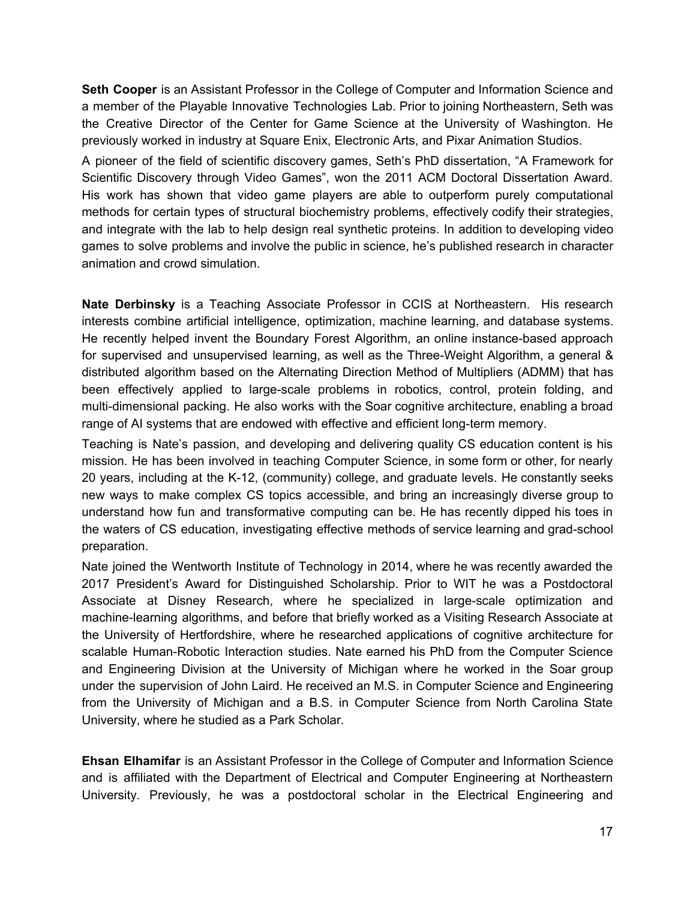**Seth Cooper** is an Assistant Professor in the College of Computer and Information Science and a member of the Playable Innovative Technologies Lab. Prior to joining Northeastern, Seth was the Creative Director of the Center for Game Science at the University of Washington. He previously worked in industry at Square Enix, Electronic Arts, and Pixar Animation Studios.

A pioneer of the field of scientific discovery games, Seth's PhD dissertation, "A Framework for Scientific Discovery through Video Games", won the 2011 ACM Doctoral Dissertation Award. His work has shown that video game players are able to outperform purely computational methods for certain types of structural biochemistry problems, effectively codify their strategies, and integrate with the lab to help design real synthetic proteins. In addition to developing video games to solve problems and involve the public in science, he's published research in character animation and crowd simulation.

**Nate Derbinsky** is a Teaching Associate Professor in CCIS at Northeastern. His research interests combine artificial intelligence, optimization, machine learning, and database systems. He recently helped invent the Boundary Forest Algorithm, an online instance-based approach for supervised and unsupervised learning, as well as the Three-Weight Algorithm, a general & distributed algorithm based on the Alternating Direction Method of Multipliers (ADMM) that has been effectively applied to large-scale problems in robotics, control, protein folding, and multi-dimensional packing. He also works with the Soar cognitive architecture, enabling a broad range of AI systems that are endowed with effective and efficient long-term memory.

Teaching is Nate's passion, and developing and delivering quality CS education content is his mission. He has been involved in teaching Computer Science, in some form or other, for nearly 20 years, including at the K-12, (community) college, and graduate levels. He constantly seeks new ways to make complex CS topics accessible, and bring an increasingly diverse group to understand how fun and transformative computing can be. He has recently dipped his toes in the waters of CS education, investigating effective methods of service learning and grad-school preparation.

Nate joined the Wentworth Institute of Technology in 2014, where he was recently awarded the 2017 President's Award for Distinguished Scholarship. Prior to WIT he was a Postdoctoral Associate at Disney Research, where he specialized in large-scale optimization and machine-learning algorithms, and before that briefly worked as a Visiting Research Associate at the University of Hertfordshire, where he researched applications of cognitive architecture for scalable Human-Robotic Interaction studies. Nate earned his PhD from the Computer Science and Engineering Division at the University of Michigan where he worked in the Soar group under the supervision of John Laird. He received an M.S. in Computer Science and Engineering from the University of Michigan and a B.S. in Computer Science from North Carolina State University, where he studied as a Park Scholar.

**Ehsan Elhamifar** is an Assistant Professor in the College of Computer and Information Science and is affiliated with the Department of Electrical and Computer Engineering at Northeastern University. Previously, he was a postdoctoral scholar in the Electrical Engineering and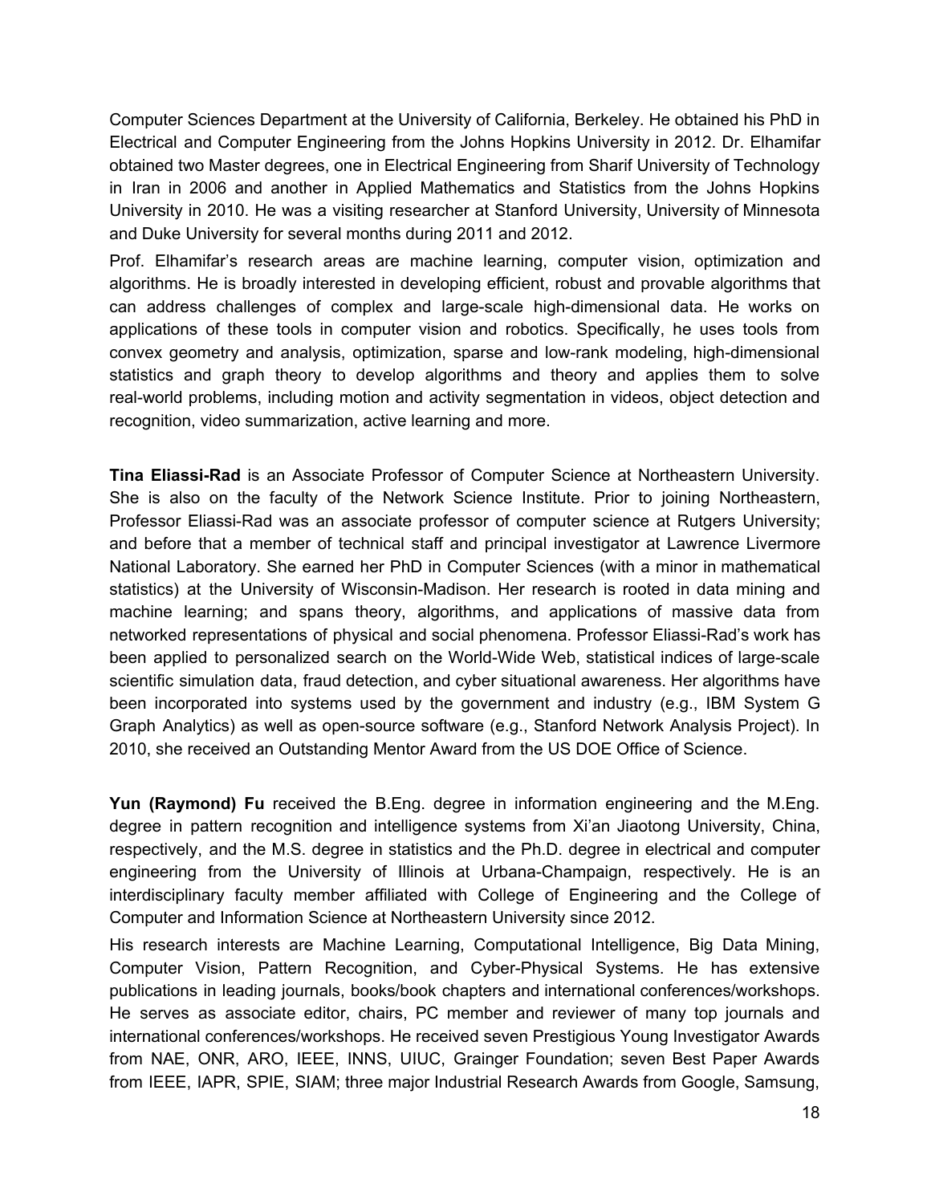Computer Sciences Department at the University of California, Berkeley. He obtained his PhD in Electrical and Computer Engineering from the Johns Hopkins University in 2012. Dr. Elhamifar obtained two Master degrees, one in Electrical Engineering from Sharif University of Technology in Iran in 2006 and another in Applied Mathematics and Statistics from the Johns Hopkins University in 2010. He was a visiting researcher at Stanford University, University of Minnesota and Duke University for several months during 2011 and 2012.

Prof. Elhamifar's research areas are machine learning, computer vision, optimization and algorithms. He is broadly interested in developing efficient, robust and provable algorithms that can address challenges of complex and large-scale high-dimensional data. He works on applications of these tools in computer vision and robotics. Specifically, he uses tools from convex geometry and analysis, optimization, sparse and low-rank modeling, high-dimensional statistics and graph theory to develop algorithms and theory and applies them to solve real-world problems, including motion and activity segmentation in videos, object detection and recognition, video summarization, active learning and more.

**Tina Eliassi-Rad** is an Associate Professor of Computer Science at Northeastern University. She is also on the faculty of the Network Science Institute. Prior to joining Northeastern, Professor Eliassi-Rad was an associate professor of computer science at Rutgers University; and before that a member of technical staff and principal investigator at Lawrence Livermore National Laboratory. She earned her PhD in Computer Sciences (with a minor in mathematical statistics) at the University of Wisconsin-Madison. Her research is rooted in data mining and machine learning; and spans theory, algorithms, and applications of massive data from networked representations of physical and social phenomena. Professor Eliassi-Rad's work has been applied to personalized search on the World-Wide Web, statistical indices of large-scale scientific simulation data, fraud detection, and cyber situational awareness. Her algorithms have been incorporated into systems used by the government and industry (e.g., IBM System G Graph Analytics) as well as open-source software (e.g., Stanford Network Analysis Project). In 2010, she received an Outstanding Mentor Award from the US DOE Office of Science.

**Yun (Raymond) Fu** received the B.Eng. degree in information engineering and the M.Eng. degree in pattern recognition and intelligence systems from Xi'an Jiaotong University, China, respectively, and the M.S. degree in statistics and the Ph.D. degree in electrical and computer engineering from the University of Illinois at Urbana-Champaign, respectively. He is an interdisciplinary faculty member affiliated with College of Engineering and the College of Computer and Information Science at Northeastern University since 2012.

His research interests are Machine Learning, Computational Intelligence, Big Data Mining, Computer Vision, Pattern Recognition, and Cyber-Physical Systems. He has extensive publications in leading journals, books/book chapters and international conferences/workshops. He serves as associate editor, chairs, PC member and reviewer of many top journals and international conferences/workshops. He received seven Prestigious Young Investigator Awards from NAE, ONR, ARO, IEEE, INNS, UIUC, Grainger Foundation; seven Best Paper Awards from IEEE, IAPR, SPIE, SIAM; three major Industrial Research Awards from Google, Samsung,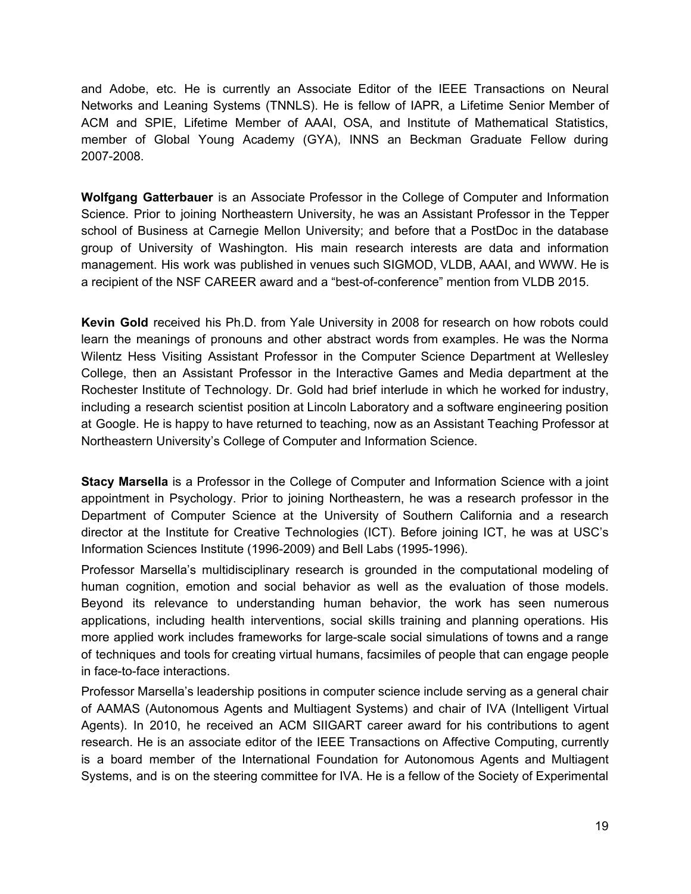and Adobe, etc. He is currently an Associate Editor of the IEEE Transactions on Neural Networks and Leaning Systems (TNNLS). He is fellow of IAPR, a Lifetime Senior Member of ACM and SPIE, Lifetime Member of AAAI, OSA, and Institute of Mathematical Statistics, member of Global Young Academy (GYA), INNS an Beckman Graduate Fellow during 2007-2008.

**Wolfgang Gatterbauer** is an Associate Professor in the College of Computer and Information Science. Prior to joining Northeastern University, he was an Assistant Professor in the Tepper school of Business at Carnegie Mellon University; and before that a PostDoc in the database group of University of Washington. His main research interests are data and information management. His work was published in venues such SIGMOD, VLDB, AAAI, and WWW. He is a recipient of the NSF CAREER award and a "best-of-conference" mention from VLDB 2015.

**Kevin Gold** received his Ph.D. from Yale University in 2008 for research on how robots could learn the meanings of pronouns and other abstract words from examples. He was the Norma Wilentz Hess Visiting Assistant Professor in the Computer Science Department at Wellesley College, then an Assistant Professor in the Interactive Games and Media department at the Rochester Institute of Technology. Dr. Gold had brief interlude in which he worked for industry, including a research scientist position at Lincoln Laboratory and a software engineering position at Google. He is happy to have returned to teaching, now as an Assistant Teaching Professor at Northeastern University's College of Computer and Information Science.

**Stacy Marsella** is a Professor in the College of Computer and Information Science with a joint appointment in Psychology. Prior to joining Northeastern, he was a research professor in the Department of Computer Science at the University of Southern California and a research director at the Institute for Creative Technologies (ICT). Before joining ICT, he was at USC's Information Sciences Institute (1996-2009) and Bell Labs (1995-1996).

Professor Marsella's multidisciplinary research is grounded in the computational modeling of human cognition, emotion and social behavior as well as the evaluation of those models. Beyond its relevance to understanding human behavior, the work has seen numerous applications, including health interventions, social skills training and planning operations. His more applied work includes frameworks for large-scale social simulations of towns and a range of techniques and tools for creating virtual humans, facsimiles of people that can engage people in face-to-face interactions.

Professor Marsella's leadership positions in computer science include serving as a general chair of AAMAS (Autonomous Agents and Multiagent Systems) and chair of IVA (Intelligent Virtual Agents). In 2010, he received an ACM SIIGART career award for his contributions to agent research. He is an associate editor of the IEEE Transactions on Affective Computing, currently is a board member of the International Foundation for Autonomous Agents and Multiagent Systems, and is on the steering committee for IVA. He is a fellow of the Society of Experimental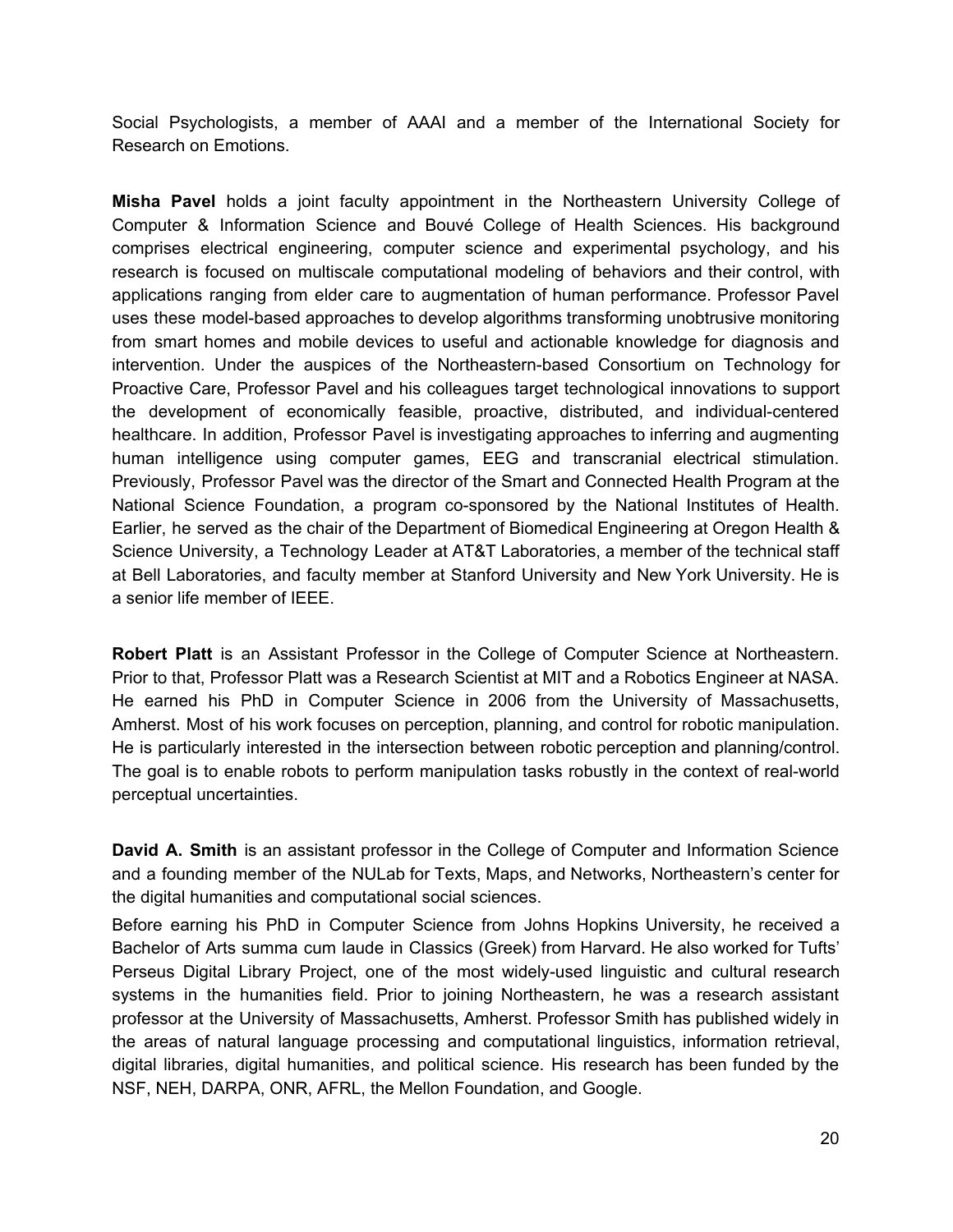Social Psychologists, a member of AAAI and a member of the International Society for Research on Emotions.

**Misha Pavel** holds a joint faculty appointment in the Northeastern University College of Computer & Information Science and Bouvé College of Health Sciences. His background comprises electrical engineering, computer science and experimental psychology, and his research is focused on multiscale computational modeling of behaviors and their control, with applications ranging from elder care to augmentation of human performance. Professor Pavel uses these model-based approaches to develop algorithms transforming unobtrusive monitoring from smart homes and mobile devices to useful and actionable knowledge for diagnosis and intervention. Under the auspices of the Northeastern-based Consortium on Technology for Proactive Care, Professor Pavel and his colleagues target technological innovations to support the development of economically feasible, proactive, distributed, and individual-centered healthcare. In addition, Professor Pavel is investigating approaches to inferring and augmenting human intelligence using computer games, EEG and transcranial electrical stimulation. Previously, Professor Pavel was the director of the Smart and Connected Health Program at the National Science Foundation, a program co-sponsored by the National Institutes of Health. Earlier, he served as the chair of the Department of Biomedical Engineering at Oregon Health & Science University, a Technology Leader at AT&T Laboratories, a member of the technical staff at Bell Laboratories, and faculty member at Stanford University and New York University. He is a senior life member of IEEE.

**Robert Platt** is an Assistant Professor in the College of Computer Science at Northeastern. Prior to that, Professor Platt was a Research Scientist at MIT and a Robotics Engineer at NASA. He earned his PhD in Computer Science in 2006 from the University of Massachusetts, Amherst. Most of his work focuses on perception, planning, and control for robotic manipulation. He is particularly interested in the intersection between robotic perception and planning/control. The goal is to enable robots to perform manipulation tasks robustly in the context of real-world perceptual uncertainties.

**David A. Smith** is an assistant professor in the College of Computer and Information Science and a founding member of the NULab for Texts, Maps, and Networks, Northeastern's center for the digital humanities and computational social sciences.

Before earning his PhD in Computer Science from Johns Hopkins University, he received a Bachelor of Arts summa cum laude in Classics (Greek) from Harvard. He also worked for Tufts' Perseus Digital Library Project, one of the most widely-used linguistic and cultural research systems in the humanities field. Prior to joining Northeastern, he was a research assistant professor at the University of Massachusetts, Amherst. Professor Smith has published widely in the areas of natural language processing and computational linguistics, information retrieval, digital libraries, digital humanities, and political science. His research has been funded by the NSF, NEH, DARPA, ONR, AFRL, the Mellon Foundation, and Google.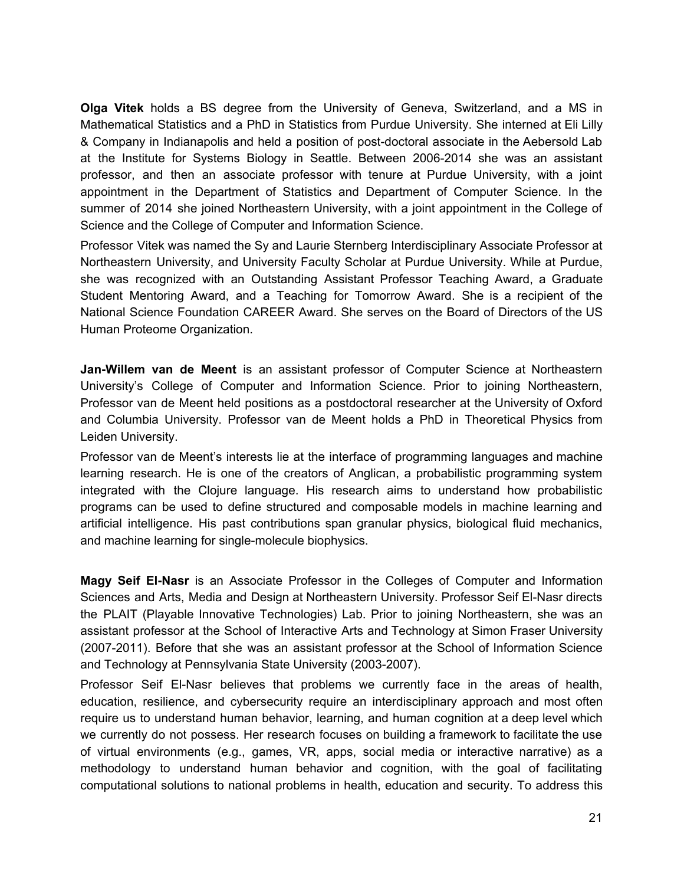**Olga Vitek** holds a BS degree from the University of Geneva, Switzerland, and a MS in Mathematical Statistics and a PhD in Statistics from Purdue University. She interned at Eli Lilly & Company in Indianapolis and held a position of post-doctoral associate in the Aebersold Lab at the Institute for Systems Biology in Seattle. Between 2006-2014 she was an assistant professor, and then an associate professor with tenure at Purdue University, with a joint appointment in the Department of Statistics and Department of Computer Science. In the summer of 2014 she joined Northeastern University, with a joint appointment in the College of Science and the College of Computer and Information Science.

Professor Vitek was named the Sy and Laurie Sternberg Interdisciplinary Associate Professor at Northeastern University, and University Faculty Scholar at Purdue University. While at Purdue, she was recognized with an Outstanding Assistant Professor Teaching Award, a Graduate Student Mentoring Award, and a Teaching for Tomorrow Award. She is a recipient of the National Science Foundation CAREER Award. She serves on the Board of Directors of the US Human Proteome Organization.

**Jan-Willem van de Meent** is an assistant professor of Computer Science at Northeastern University's College of Computer and Information Science. Prior to joining Northeastern, Professor van de Meent held positions as a postdoctoral researcher at the University of Oxford and Columbia University. Professor van de Meent holds a PhD in Theoretical Physics from Leiden University.

Professor van de Meent's interests lie at the interface of programming languages and machine learning research. He is one of the creators of Anglican, a probabilistic programming system integrated with the Clojure language. His research aims to understand how probabilistic programs can be used to define structured and composable models in machine learning and artificial intelligence. His past contributions span granular physics, biological fluid mechanics, and machine learning for single-molecule biophysics.

**Magy Seif El-Nasr** is an Associate Professor in the Colleges of Computer and Information Sciences and Arts, Media and Design at Northeastern University. Professor Seif El-Nasr directs the PLAIT (Playable Innovative Technologies) Lab. Prior to joining Northeastern, she was an assistant professor at the School of Interactive Arts and Technology at Simon Fraser University (2007-2011). Before that she was an assistant professor at the School of Information Science and Technology at Pennsylvania State University (2003-2007).

Professor Seif El-Nasr believes that problems we currently face in the areas of health, education, resilience, and cybersecurity require an interdisciplinary approach and most often require us to understand human behavior, learning, and human cognition at a deep level which we currently do not possess. Her research focuses on building a framework to facilitate the use of virtual environments (e.g., games, VR, apps, social media or interactive narrative) as a methodology to understand human behavior and cognition, with the goal of facilitating computational solutions to national problems in health, education and security. To address this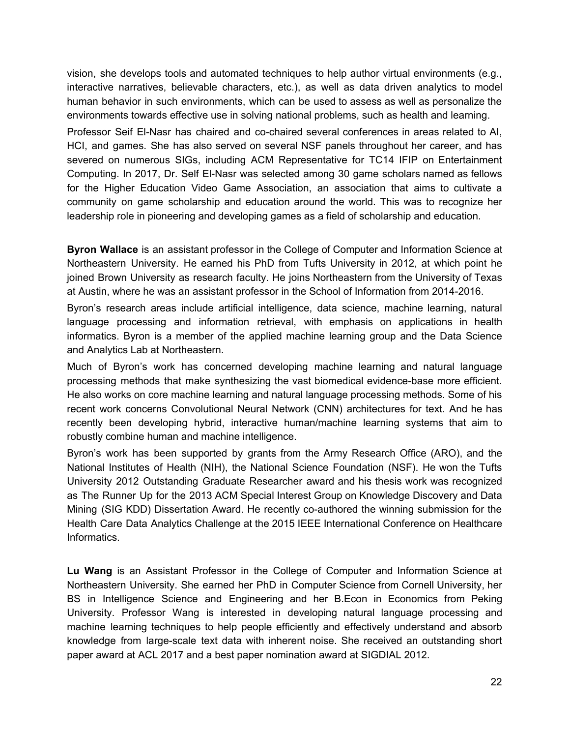vision, she develops tools and automated techniques to help author virtual environments (e.g., interactive narratives, believable characters, etc.), as well as data driven analytics to model human behavior in such environments, which can be used to assess as well as personalize the environments towards effective use in solving national problems, such as health and learning.

Professor Seif El-Nasr has chaired and co-chaired several conferences in areas related to AI, HCI, and games. She has also served on several NSF panels throughout her career, and has severed on numerous SIGs, including ACM Representative for TC14 IFIP on Entertainment Computing. In 2017, Dr. Self El-Nasr was selected among 30 game scholars named as fellows for the Higher Education Video Game Association, an association that aims to cultivate a community on game scholarship and education around the world. This was to recognize her leadership role in pioneering and developing games as a field of scholarship and education.

**Byron Wallace** is an assistant professor in the College of Computer and Information Science at Northeastern University. He earned his PhD from Tufts University in 2012, at which point he joined Brown University as research faculty. He joins Northeastern from the University of Texas at Austin, where he was an assistant professor in the School of Information from 2014-2016.

Byron's research areas include artificial intelligence, data science, machine learning, natural language processing and information retrieval, with emphasis on applications in health informatics. Byron is a member of the applied machine learning group and the Data Science and Analytics Lab at Northeastern.

Much of Byron's work has concerned developing machine learning and natural language processing methods that make synthesizing the vast biomedical evidence-base more efficient. He also works on core machine learning and natural language processing methods. Some of his recent work concerns Convolutional Neural Network (CNN) architectures for text. And he has recently been developing hybrid, interactive human/machine learning systems that aim to robustly combine human and machine intelligence.

Byron's work has been supported by grants from the Army Research Office (ARO), and the National Institutes of Health (NIH), the National Science Foundation (NSF). He won the Tufts University 2012 Outstanding Graduate Researcher award and his thesis work was recognized as The Runner Up for the 2013 ACM Special Interest Group on Knowledge Discovery and Data Mining (SIG KDD) Dissertation Award. He recently co-authored the winning submission for the Health Care Data Analytics Challenge at the 2015 IEEE International Conference on Healthcare Informatics.

**Lu Wang** is an Assistant Professor in the College of Computer and Information Science at Northeastern University. She earned her PhD in Computer Science from Cornell University, her BS in Intelligence Science and Engineering and her B.Econ in Economics from Peking University. Professor Wang is interested in developing natural language processing and machine learning techniques to help people efficiently and effectively understand and absorb knowledge from large-scale text data with inherent noise. She received an outstanding short paper award at ACL 2017 and a best paper nomination award at SIGDIAL 2012.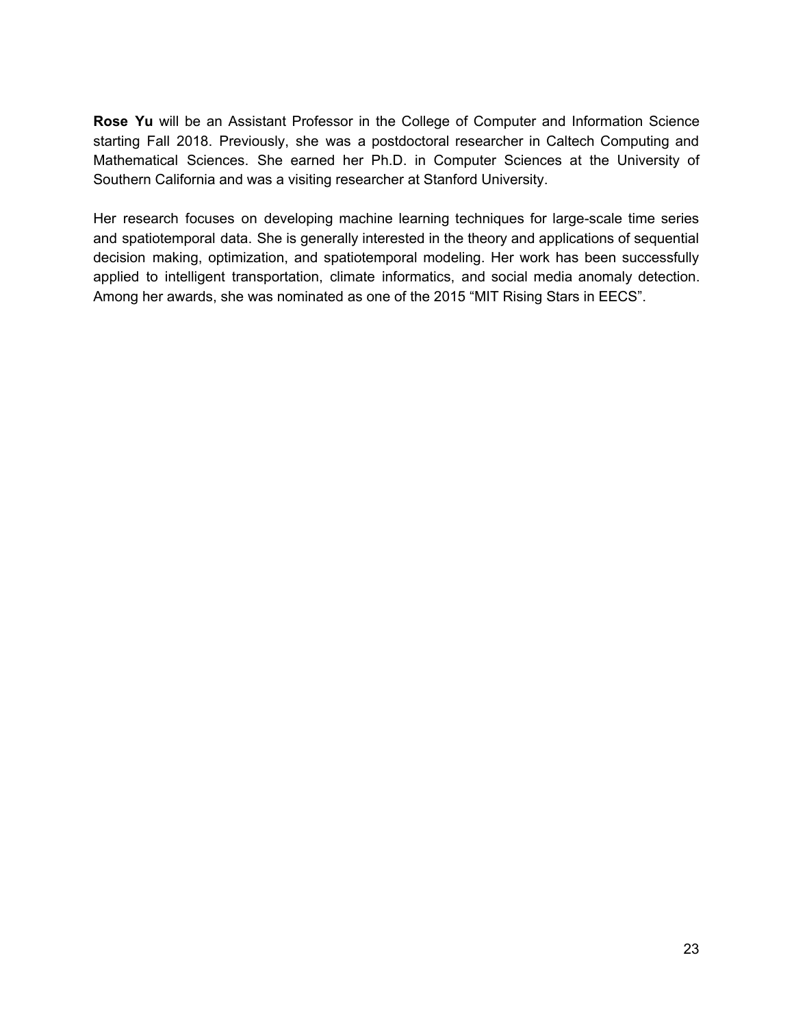**Rose Yu** will be an Assistant Professor in the College of Computer and Information Science starting Fall 2018. Previously, she was a postdoctoral researcher in Caltech Computing and Mathematical Sciences. She earned her Ph.D. in Computer Sciences at the University of Southern California and was a visiting researcher at Stanford University.

Her research focuses on developing machine learning techniques for large-scale time series and spatiotemporal data. She is generally interested in the theory and applications of sequential decision making, optimization, and spatiotemporal modeling. Her work has been successfully applied to intelligent transportation, climate informatics, and social media anomaly detection. Among her awards, she was nominated as one of the 2015 “MIT Rising Stars in EECS”.